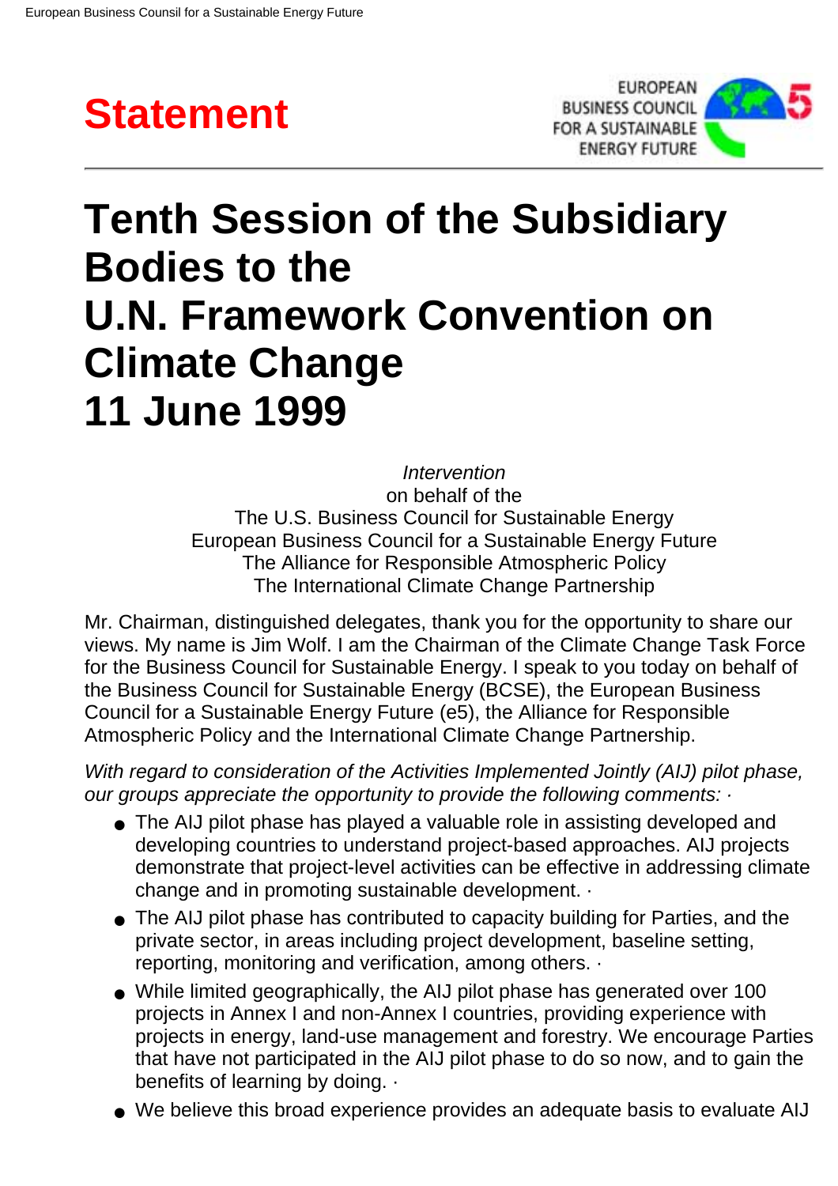# Statement

EUROPEAN BUSINESS COUNCIL FOR A SUSTAINABLE ENERGY FUTURE

# Tenth Session of the Subsidiary Bodies to the U.N. Framework Convention on Climate Change 11 June 1999

*Intervention*
on behalf of the
The U.S. Business Council for Sustainable Energy
European Business Council for a Sustainable Energy Future
The Alliance for Responsible Atmospheric Policy
The International Climate Change Partnership

Mr. Chairman, distinguished delegates, thank you for the opportunity to share our views. My name is Jim Wolf. I am the Chairman of the Climate Change Task Force for the Business Council for Sustainable Energy. I speak to you today on behalf of the Business Council for Sustainable Energy (BCSE), the European Business Council for a Sustainable Energy Future (e5), the Alliance for Responsible Atmospheric Policy and the International Climate Change Partnership.

*With regard to consideration of the Activities Implemented Jointly (AIJ) pilot phase, our groups appreciate the opportunity to provide the following comments: ·*

- The AIJ pilot phase has played a valuable role in assisting developed and developing countries to understand project-based approaches. AIJ projects demonstrate that project-level activities can be effective in addressing climate change and in promoting sustainable development. ·
- The AIJ pilot phase has contributed to capacity building for Parties, and the private sector, in areas including project development, baseline setting, reporting, monitoring and verification, among others. ·
- While limited geographically, the AIJ pilot phase has generated over 100 projects in Annex I and non-Annex I countries, providing experience with projects in energy, land-use management and forestry. We encourage Parties that have not participated in the AIJ pilot phase to do so now, and to gain the benefits of learning by doing. ·
- We believe this broad experience provides an adequate basis to evaluate AIJ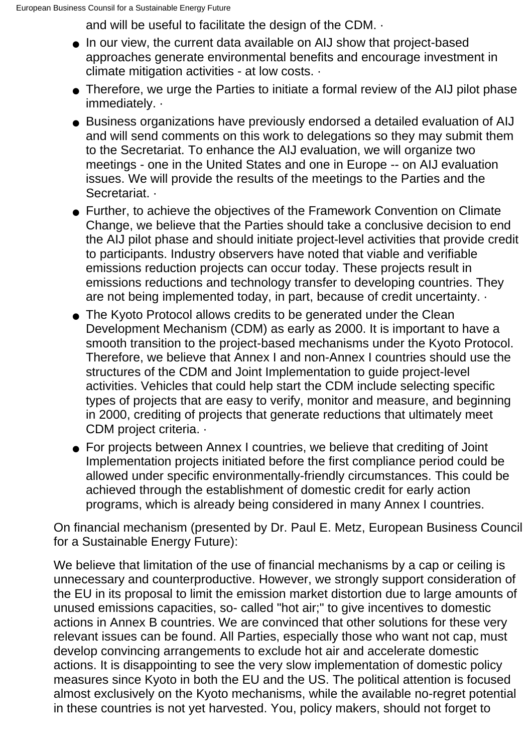and will be useful to facilitate the design of the CDM. ·

- In our view, the current data available on AIJ show that project-based approaches generate environmental benefits and encourage investment in climate mitigation activities - at low costs. ·
- Therefore, we urge the Parties to initiate a formal review of the AIJ pilot phase immediately. ·
- Business organizations have previously endorsed a detailed evaluation of AIJ and will send comments on this work to delegations so they may submit them to the Secretariat. To enhance the AIJ evaluation, we will organize two meetings - one in the United States and one in Europe -- on AIJ evaluation issues. We will provide the results of the meetings to the Parties and the Secretariat. ·
- Further, to achieve the objectives of the Framework Convention on Climate Change, we believe that the Parties should take a conclusive decision to end the AIJ pilot phase and should initiate project-level activities that provide credit to participants. Industry observers have noted that viable and verifiable emissions reduction projects can occur today. These projects result in emissions reductions and technology transfer to developing countries. They are not being implemented today, in part, because of credit uncertainty. ·
- The Kyoto Protocol allows credits to be generated under the Clean Development Mechanism (CDM) as early as 2000. It is important to have a smooth transition to the project-based mechanisms under the Kyoto Protocol. Therefore, we believe that Annex I and non-Annex I countries should use the structures of the CDM and Joint Implementation to guide project-level activities. Vehicles that could help start the CDM include selecting specific types of projects that are easy to verify, monitor and measure, and beginning in 2000, crediting of projects that generate reductions that ultimately meet CDM project criteria. ·
- For projects between Annex I countries, we believe that crediting of Joint Implementation projects initiated before the first compliance period could be allowed under specific environmentally-friendly circumstances. This could be achieved through the establishment of domestic credit for early action programs, which is already being considered in many Annex I countries.

On financial mechanism (presented by Dr. Paul E. Metz, European Business Council for a Sustainable Energy Future):

We believe that limitation of the use of financial mechanisms by a cap or ceiling is unnecessary and counterproductive. However, we strongly support consideration of the EU in its proposal to limit the emission market distortion due to large amounts of unused emissions capacities, so- called "hot air;" to give incentives to domestic actions in Annex B countries. We are convinced that other solutions for these very relevant issues can be found. All Parties, especially those who want not cap, must develop convincing arrangements to exclude hot air and accelerate domestic actions. It is disappointing to see the very slow implementation of domestic policy measures since Kyoto in both the EU and the US. The political attention is focused almost exclusively on the Kyoto mechanisms, while the available no-regret potential in these countries is not yet harvested. You, policy makers, should not forget to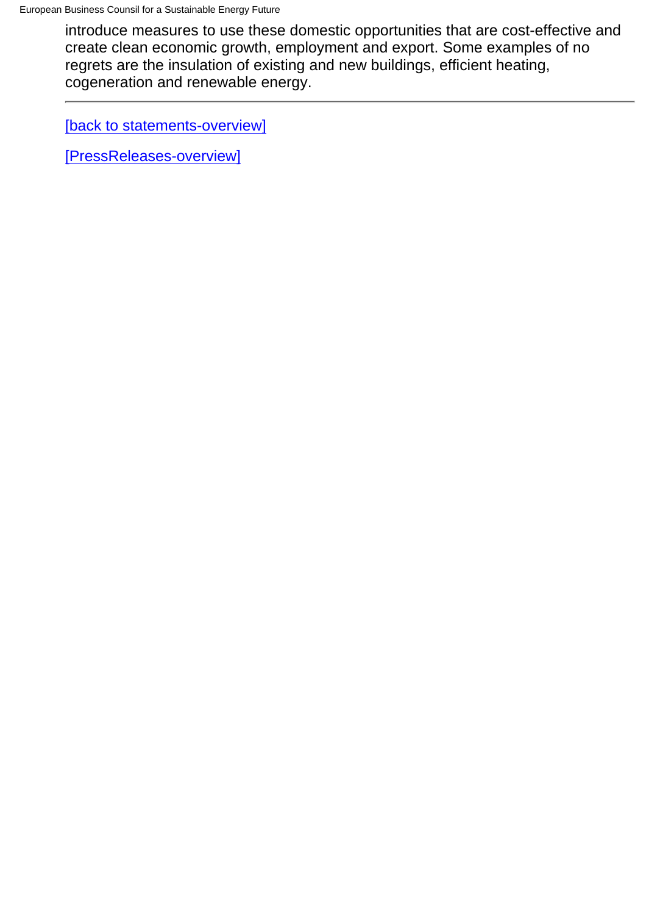introduce measures to use these domestic opportunities that are cost-effective and create clean economic growth, employment and export. Some examples of no regrets are the insulation of existing and new buildings, efficient heating, cogeneration and renewable energy.

---

[back to statements-overview]

[PressReleases-overview]